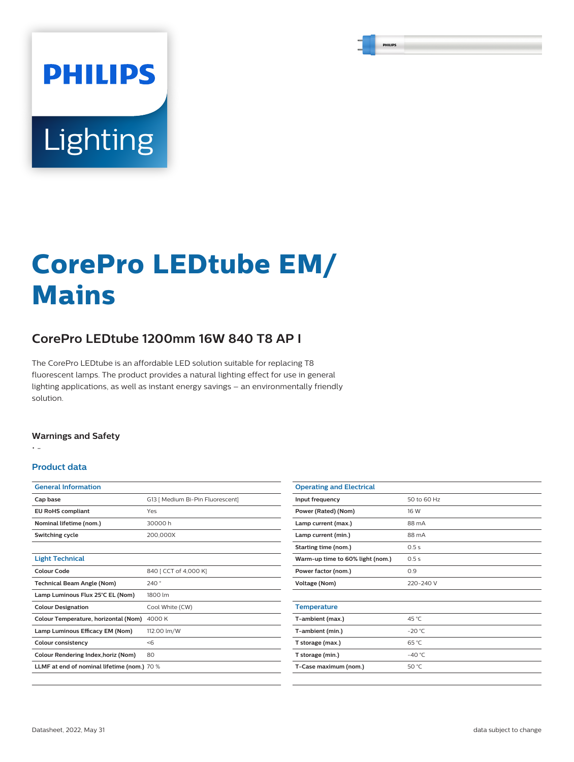# CorePro LEDtube EM/ Mains

## CorePro LEDtube 1200mm 16W 840 T8 AP I

The CorePro LEDtube is an affordable LED solution suitable for replacing T8 fluorescent lamps. The product provides a natural lighting effect for use in general lighting applications, as well as instant energy savings – an environmentally friendly solution.

### Warnings and Safety

- -

### Product data

| General Information | |
|---|---|
| Cap base | G13 [ Medium Bi-Pin Fluorescent] |
| EU RoHS compliant | Yes |
| Nominal lifetime (nom.) | 30000 h |
| Switching cycle | 200,000X |

| Light Technical | |
|---|---|
| Colour Code | 840 [ CCT of 4,000 K] |
| Technical Beam Angle (Nom) | 240 ° |
| Lamp Luminous Flux 25°C EL (Nom) | 1800 lm |
| Colour Designation | Cool White (CW) |
| Colour Temperature, horizontal (Nom) | 4000 K |
| Lamp Luminous Efficacy EM (Nom) | 112.00 lm/W |
| Colour consistency | <6 |
| Colour Rendering Index,horiz (Nom) | 80 |
| LLMF at end of nominal lifetime (nom.) | 70 % |

| Operating and Electrical | |
|---|---|
| Input frequency | 50 to 60 Hz |
| Power (Rated) (Nom) | 16 W |
| Lamp current (max.) | 88 mA |
| Lamp current (min.) | 88 mA |
| Starting time (nom.) | 0.5 s |
| Warm-up time to 60% light (nom.) | 0.5 s |
| Power factor (nom.) | 0.9 |
| Voltage (Nom) | 220-240 V |

| Temperature | |
|---|---|
| T-ambient (max.) | 45 °C |
| T-ambient (min.) | -20 °C |
| T storage (max.) | 65 °C |
| T storage (min.) | -40 °C |
| T-Case maximum (nom.) | 50 °C |

Datasheet, 2022, May 31 data subject to change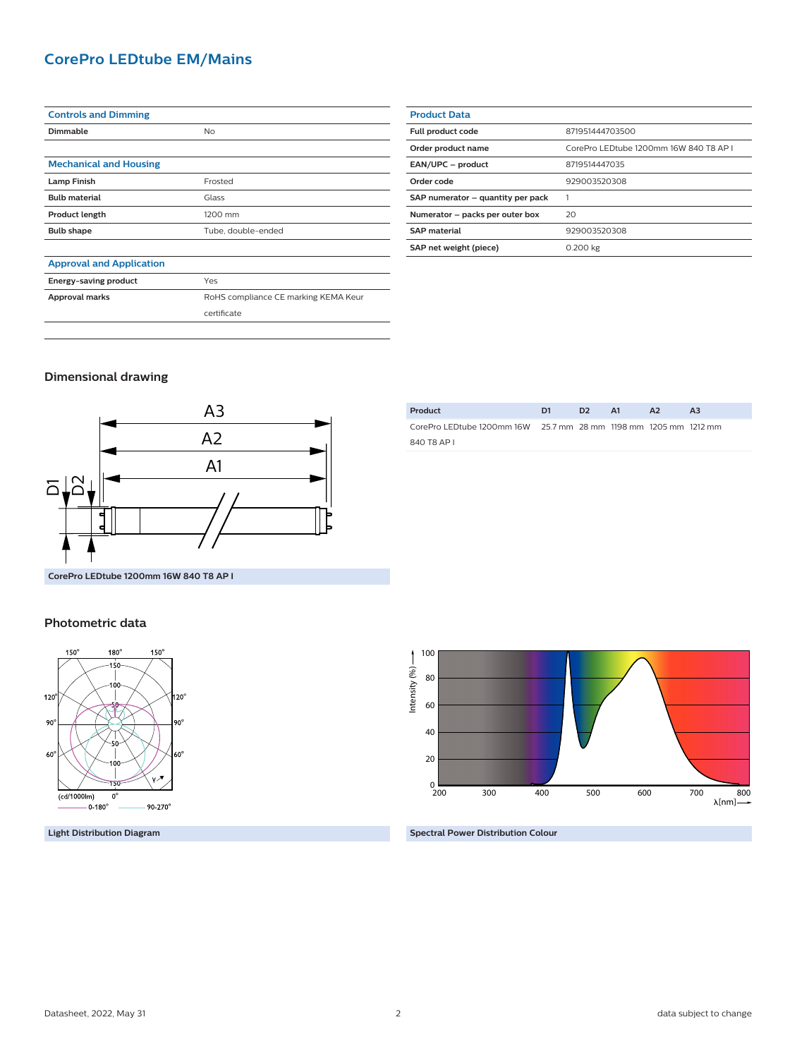# CorePro LEDtube EM/Mains

| Controls and Dimming | |
|---|---|
| Dimmable | No |

| Mechanical and Housing | |
|---|---|
| Lamp Finish | Frosted |
| Bulb material | Glass |
| Product length | 1200 mm |
| Bulb shape | Tube, double-ended |

| Approval and Application | |
|---|---|
| Energy-saving product | Yes |
| Approval marks | RoHS compliance CE marking KEMA Keur certificate |

| Product Data | |
|---|---|
| Full product code | 871951444703500 |
| Order product name | CorePro LEDtube 1200mm 16W 840 T8 AP I |
| EAN/UPC – product | 8719514447035 |
| Order code | 929003520308 |
| SAP numerator – quantity per pack | 1 |
| Numerator – packs per outer box | 20 |
| SAP material | 929003520308 |
| SAP net weight (piece) | 0.200 kg |

## Dimensional drawing

CorePro LEDtube 1200mm 16W 840 T8 AP I

| Product | D1 | D2 | A1 | A2 | A3 |
|---|---|---|---|---|---|
| CorePro LEDtube 1200mm 16W 840 T8 AP I | 25.7 mm | 28 mm | 1198 mm | 1205 mm | 1212 mm |

## Photometric data

Light Distribution Diagram

Spectral Power Distribution Colour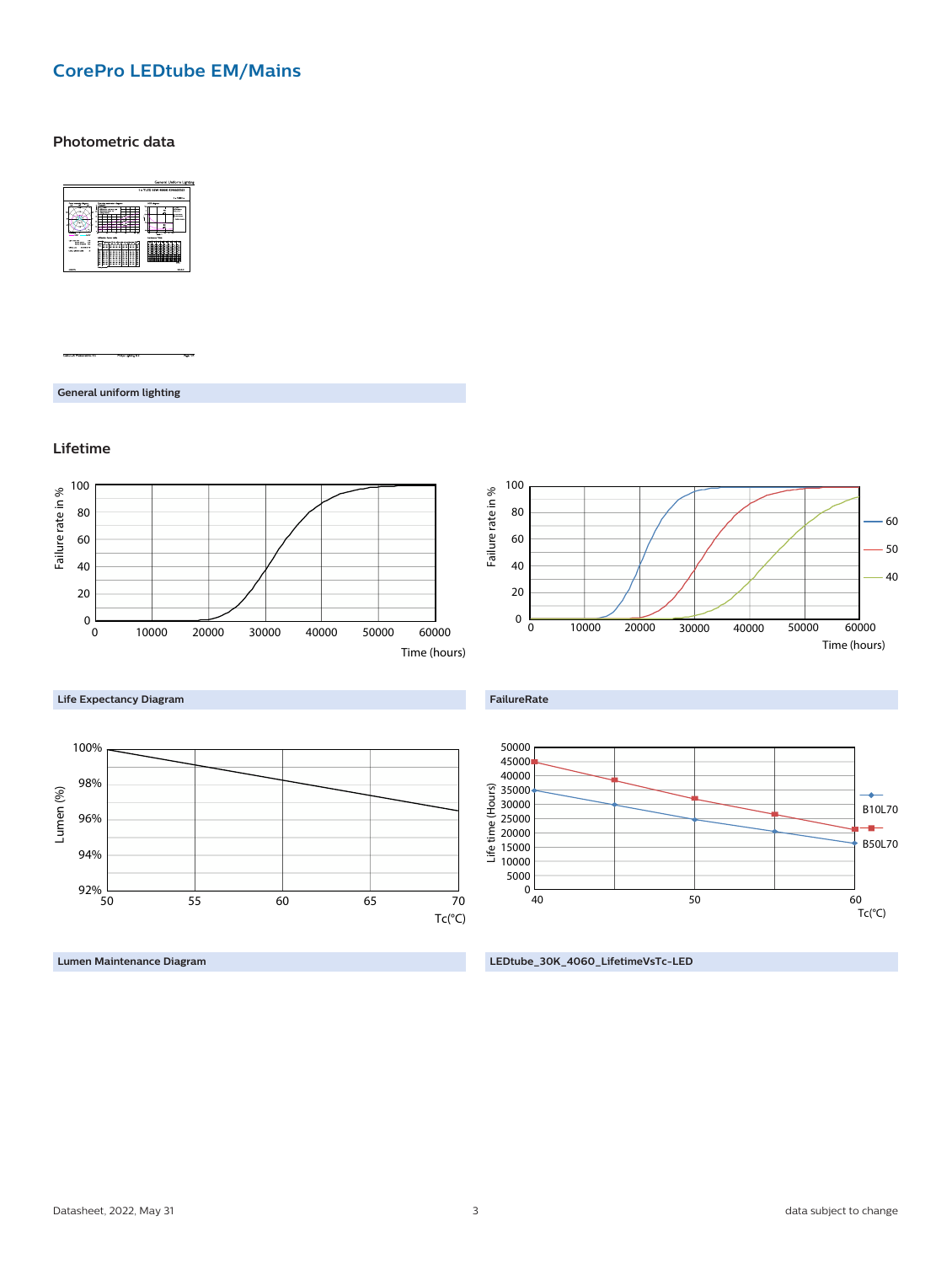## CorePro LEDtube EM/Mains

### Photometric data

General uniform lighting

### Lifetime

Life Expectancy Diagram

FailureRate

Lumen Maintenance Diagram

LEDtube_30K_4060_LifetimeVsTc-LED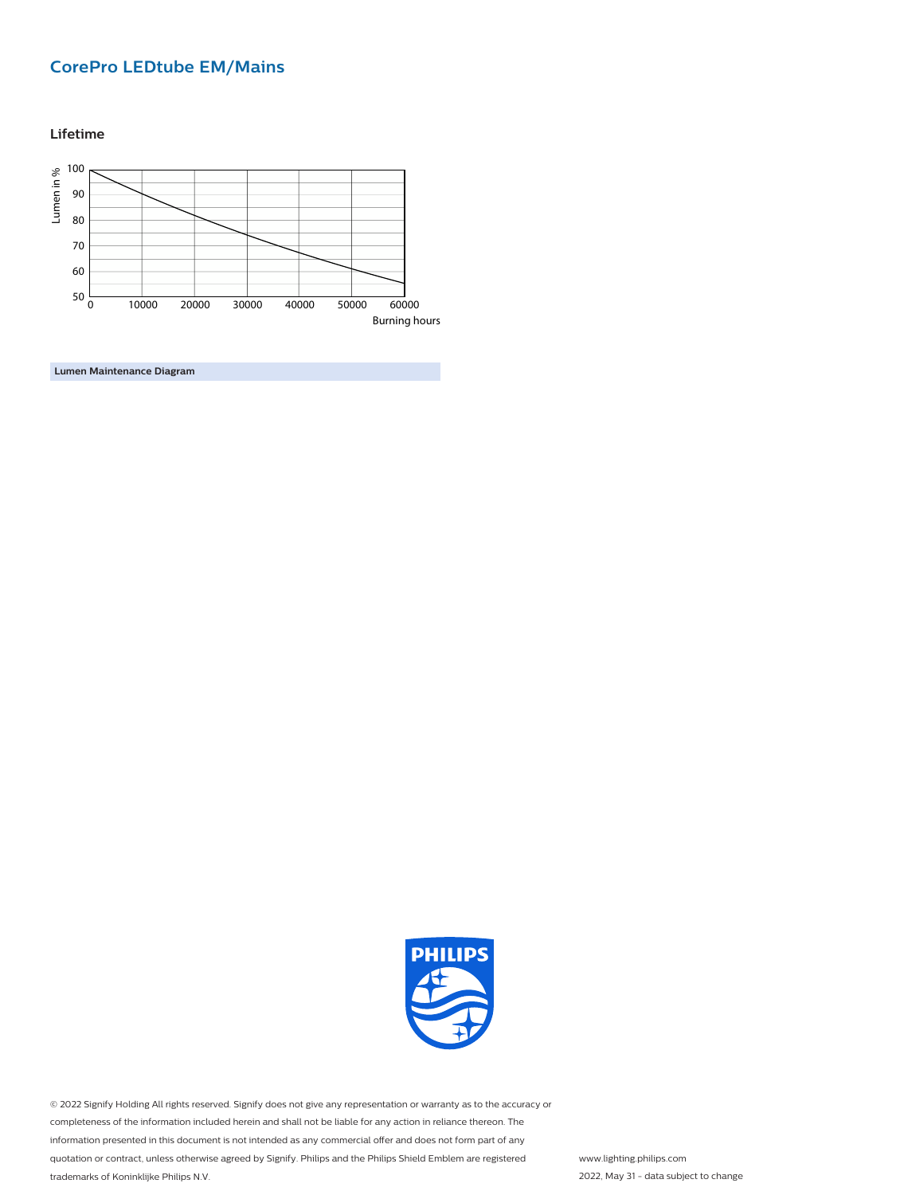## CorePro LEDtube EM/Mains

### Lifetime

Lumen in %

100
90
80
70
60
50

0
10000
20000
30000
40000
50000
60000

Burning hours

**Lumen Maintenance Diagram**

© 2022 Signify Holding All rights reserved. Signify does not give any representation or warranty as to the accuracy or completeness of the information included herein and shall not be liable for any action in reliance thereon. The information presented in this document is not intended as any commercial offer and does not form part of any quotation or contract, unless otherwise agreed by Signify. Philips and the Philips Shield Emblem are registered trademarks of Koninklijke Philips N.V.

www.lighting.philips.com

2022, May 31 - data subject to change